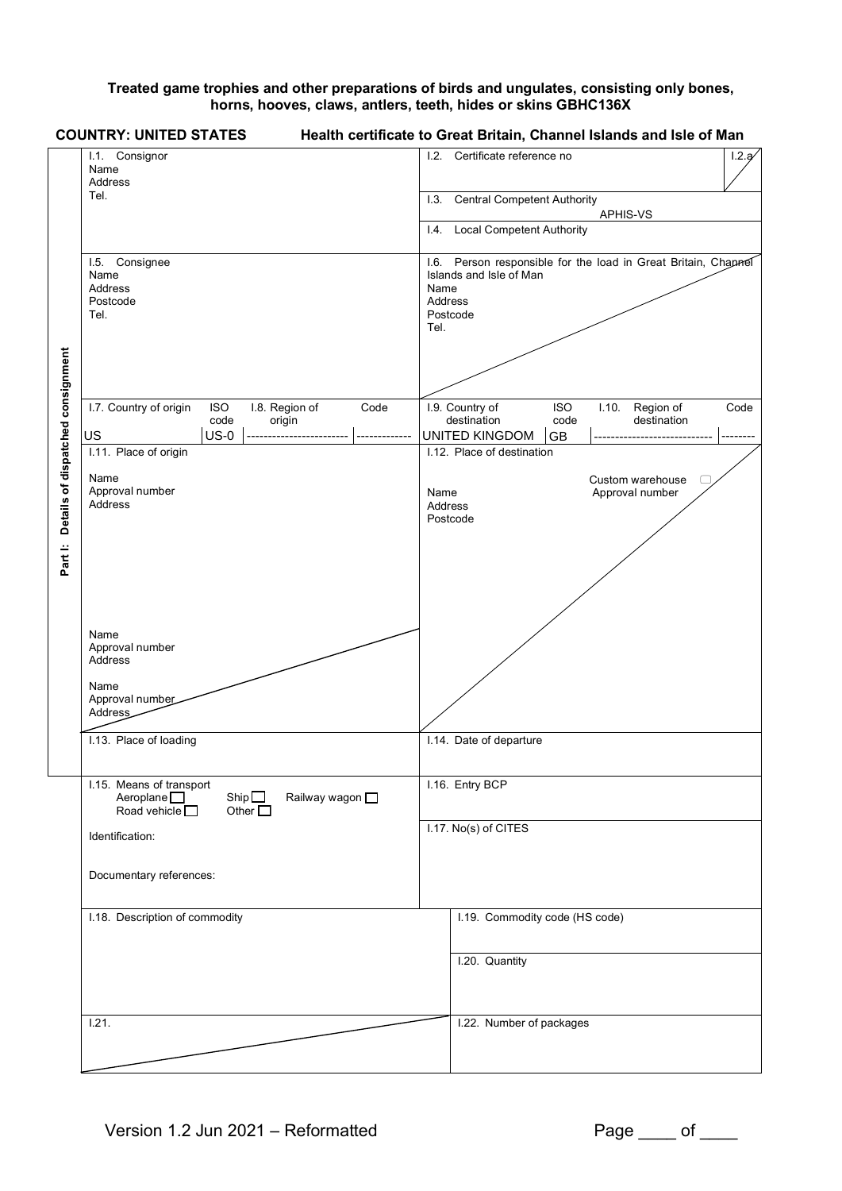**Treated game trophies and other preparations of birds and ungulates, consisting only bones, horns, hooves, claws, antlers, teeth, hides or skins GBHC136X**

**COUNTRY: UNITED STATES** **Health certificate to Great Britain, Channel Islands and Isle of Man**

**Part I: Details of dispatched consignment**

| | |
|---|---|
| I.1. Consignor<br>Name<br>Address<br>Tel. | I.2. Certificate reference no / I.2.a |
| | I.3. Central Competent Authority<br>APHIS-VS |
| | I.4. Local Competent Authority |
| I.5. Consignee<br>Name<br>Address<br>Postcode<br>Tel. | I.6. Person responsible for the load in Great Britain, Channel Islands and Isle of Man<br>Name<br>Address<br>Postcode<br>Tel. |
| I.7. Country of origin: US / ISO code: US-0 / I.8. Region of origin: ------------------------ / Code: ------------- | I.9. Country of destination: UNITED KINGDOM / ISO code: GB / I.10. Region of destination: ---------------------------- / Code: -------- |
| I.11. Place of origin<br>Name<br>Approval number<br>Address<br><br>Name<br>Approval number<br>Address<br><br>Name<br>Approval number<br>Address | I.12. Place of destination<br>Custom warehouse ☐<br>Name / Approval number<br>Address<br>Postcode |
| I.13. Place of loading | I.14. Date of departure |
| I.15. Means of transport<br>Aeroplane ☐ Ship ☐ Railway wagon ☐<br>Road vehicle ☐ Other ☐<br>Identification:<br>Documentary references: | I.16. Entry BCP |
| | I.17. No(s) of CITES |
| I.18. Description of commodity | I.19. Commodity code (HS code) |
| | I.20. Quantity |
| I.21. | I.22. Number of packages |

Version 1.2 Jun 2021 – Reformatted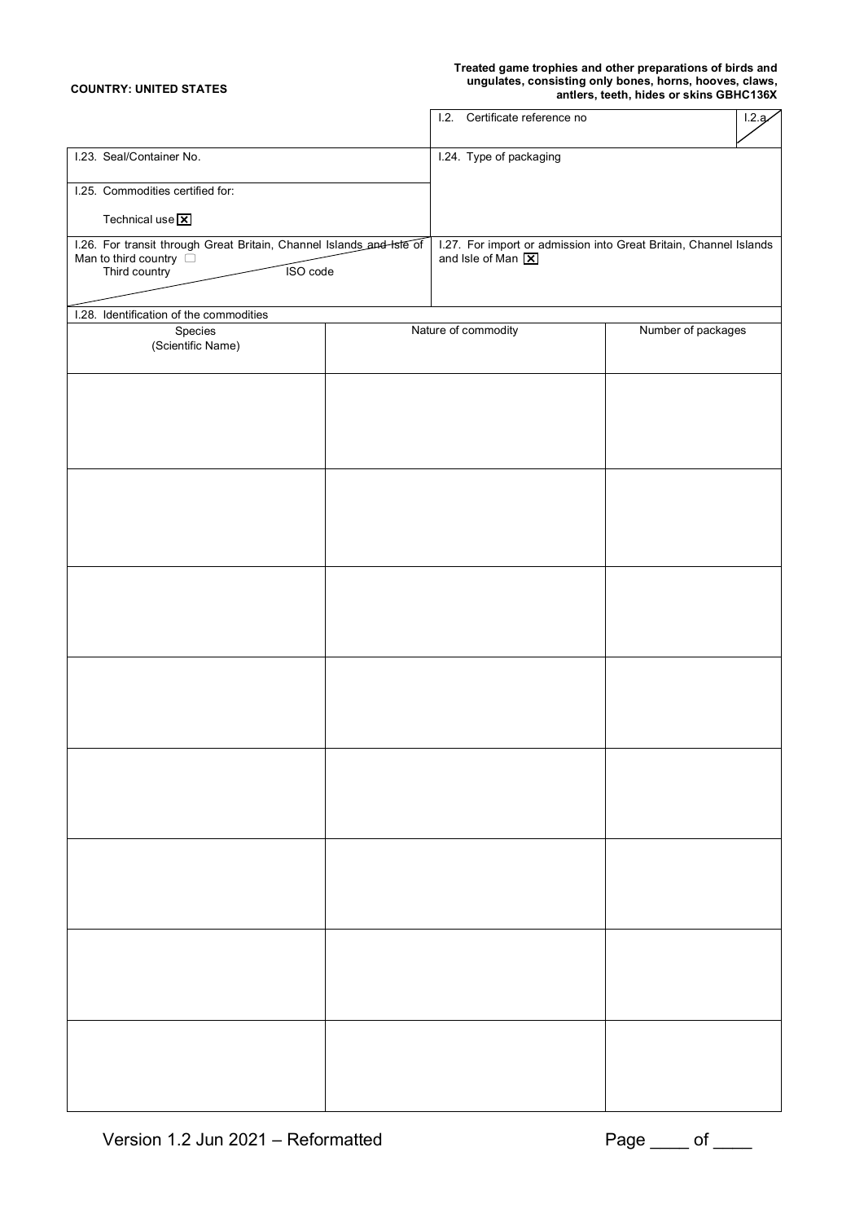**COUNTRY: UNITED STATES**

**Treated game trophies and other preparations of birds and ungulates, consisting only bones, horns, hooves, claws, antlers, teeth, hides or skins GBHC136X**

| | |
|---|---|
| | I.2. Certificate reference no / I.2.a |
| I.23. Seal/Container No. | I.24. Type of packaging |
| I.25. Commodities certified for: Technical use ☒ | |
| I.26. For transit through Great Britain, Channel Islands ~~and Isle of~~ Man to third country ☐ Third country ISO code | I.27. For import or admission into Great Britain, Channel Islands and Isle of Man ☒ |

I.28. Identification of the commodities

| Species (Scientific Name) | Nature of commodity | Number of packages |
|---|---|---|
| | | |
| | | |
| | | |
| | | |
| | | |
| | | |
| | | |
| | | |

Version 1.2 Jun 2021 – Reformatted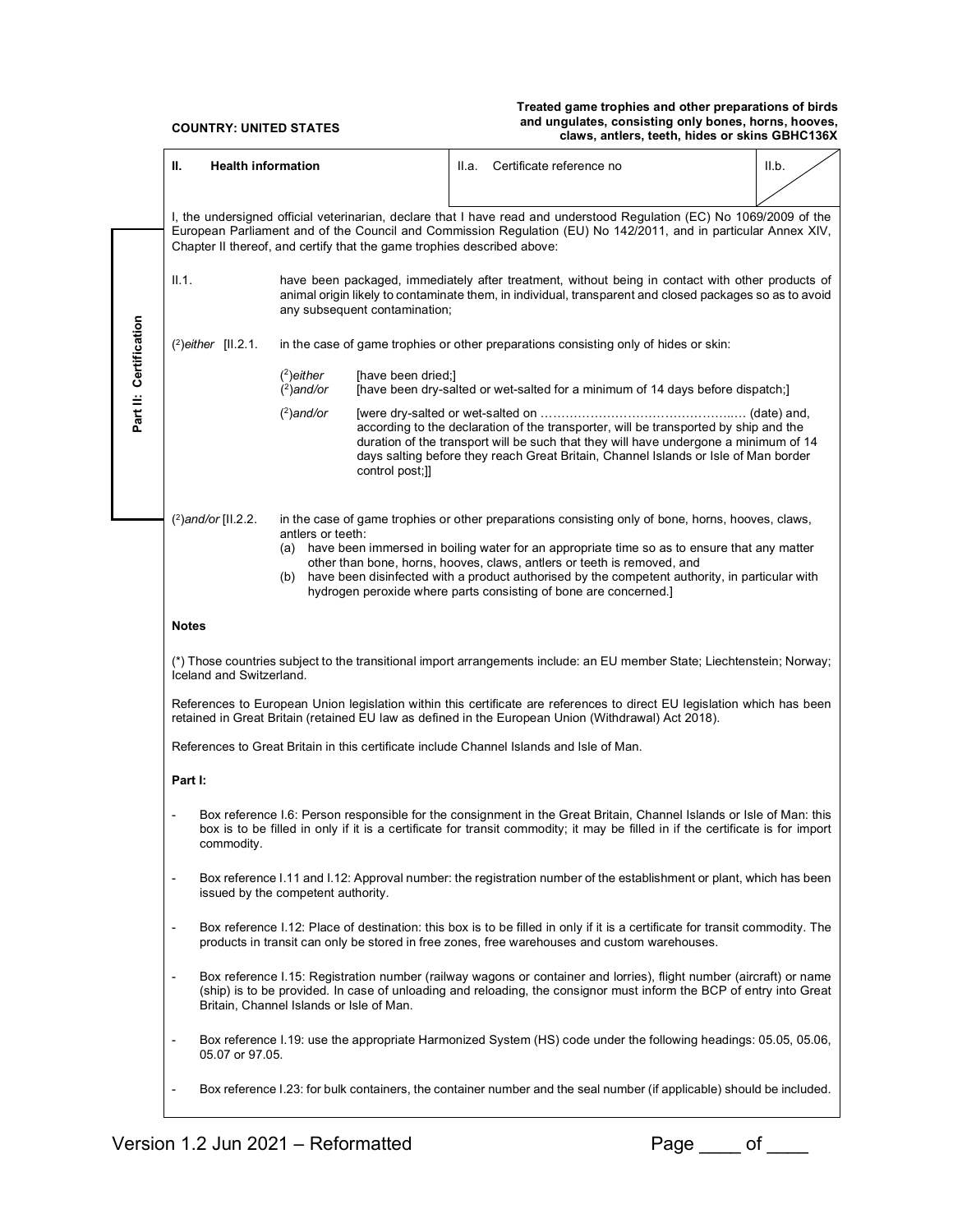**COUNTRY: UNITED STATES**

**Treated game trophies and other preparations of birds and ungulates, consisting only bones, horns, hooves, claws, antlers, teeth, hides or skins GBHC136X**

| **II. Health information** | II.a. Certificate reference no | II.b. |
|---|---|---|

Part II: Certification

I, the undersigned official veterinarian, declare that I have read and understood Regulation (EC) No 1069/2009 of the European Parliament and of the Council and Commission Regulation (EU) No 142/2011, and in particular Annex XIV, Chapter II thereof, and certify that the game trophies described above:

II.1. have been packaged, immediately after treatment, without being in contact with other products of animal origin likely to contaminate them, in individual, transparent and closed packages so as to avoid any subsequent contamination;

(2)*either* [II.2.1. in the case of game trophies or other preparations consisting only of hides or skin:

(2)*either* [have been dried;]

(2)*and/or* [have been dry-salted or wet-salted for a minimum of 14 days before dispatch;]

(2)*and/or* [were dry-salted or wet-salted on ……………………………………..… (date) and, according to the declaration of the transporter, will be transported by ship and the duration of the transport will be such that they will have undergone a minimum of 14 days salting before they reach Great Britain, Channel Islands or Isle of Man border control post;]]

(2)*and/or* [II.2.2. in the case of game trophies or other preparations consisting only of bone, horns, hooves, claws, antlers or teeth:

(a) have been immersed in boiling water for an appropriate time so as to ensure that any matter other than bone, horns, hooves, claws, antlers or teeth is removed, and

(b) have been disinfected with a product authorised by the competent authority, in particular with hydrogen peroxide where parts consisting of bone are concerned.]

**Notes**

(*) Those countries subject to the transitional import arrangements include: an EU member State; Liechtenstein; Norway; Iceland and Switzerland.

References to European Union legislation within this certificate are references to direct EU legislation which has been retained in Great Britain (retained EU law as defined in the European Union (Withdrawal) Act 2018).

References to Great Britain in this certificate include Channel Islands and Isle of Man.

**Part I:**

- Box reference I.6: Person responsible for the consignment in the Great Britain, Channel Islands or Isle of Man: this box is to be filled in only if it is a certificate for transit commodity; it may be filled in if the certificate is for import commodity.
- Box reference I.11 and I.12: Approval number: the registration number of the establishment or plant, which has been issued by the competent authority.
- Box reference I.12: Place of destination: this box is to be filled in only if it is a certificate for transit commodity. The products in transit can only be stored in free zones, free warehouses and custom warehouses.
- Box reference I.15: Registration number (railway wagons or container and lorries), flight number (aircraft) or name (ship) is to be provided. In case of unloading and reloading, the consignor must inform the BCP of entry into Great Britain, Channel Islands or Isle of Man.
- Box reference I.19: use the appropriate Harmonized System (HS) code under the following headings: 05.05, 05.06, 05.07 or 97.05.
- Box reference I.23: for bulk containers, the container number and the seal number (if applicable) should be included.

Version 1.2 Jun 2021 – Reformatted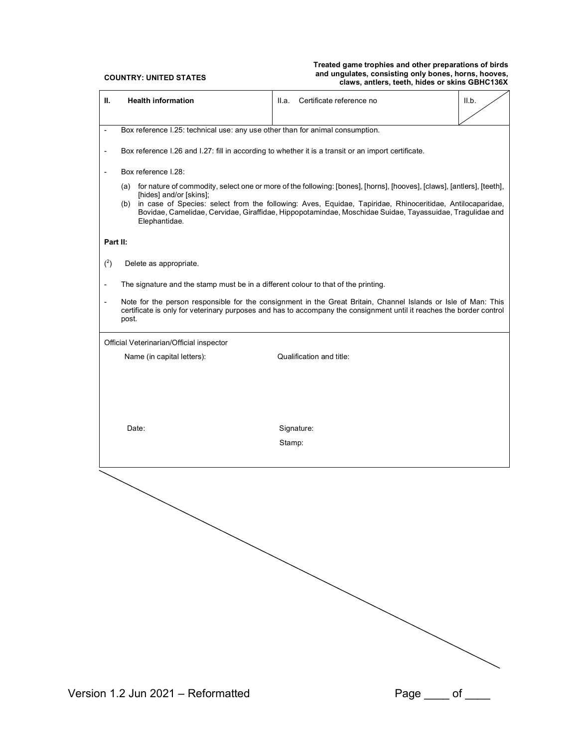**COUNTRY: UNITED STATES**

**Treated game trophies and other preparations of birds and ungulates, consisting only bones, horns, hooves, claws, antlers, teeth, hides or skins GBHC136X**

| II. Health information | II.a. Certificate reference no | II.b. |
|---|---|---|

- Box reference I.25: technical use: any use other than for animal consumption.
- Box reference I.26 and I.27: fill in according to whether it is a transit or an import certificate.
- Box reference I.28:
  - (a) for nature of commodity, select one or more of the following: [bones], [horns], [hooves], [claws], [antlers], [teeth], [hides] and/or [skins];
  - (b) in case of Species: select from the following: Aves, Equidae, Tapiridae, Rhinoceritidae, Antilocaparidae, Bovidae, Camelidae, Cervidae, Giraffidae, Hippopotamindae, Moschidae Suidae, Tayassuidae, Tragulidae and Elephantidae.

**Part II:**

([2]) Delete as appropriate.

- The signature and the stamp must be in a different colour to that of the printing.
- Note for the person responsible for the consignment in the Great Britain, Channel Islands or Isle of Man: This certificate is only for veterinary purposes and has to accompany the consignment until it reaches the border control post.

Official Veterinarian/Official inspector

Name (in capital letters):

Qualification and title:

Date:

Signature:

Stamp:

Version 1.2 Jun 2021 – Reformatted